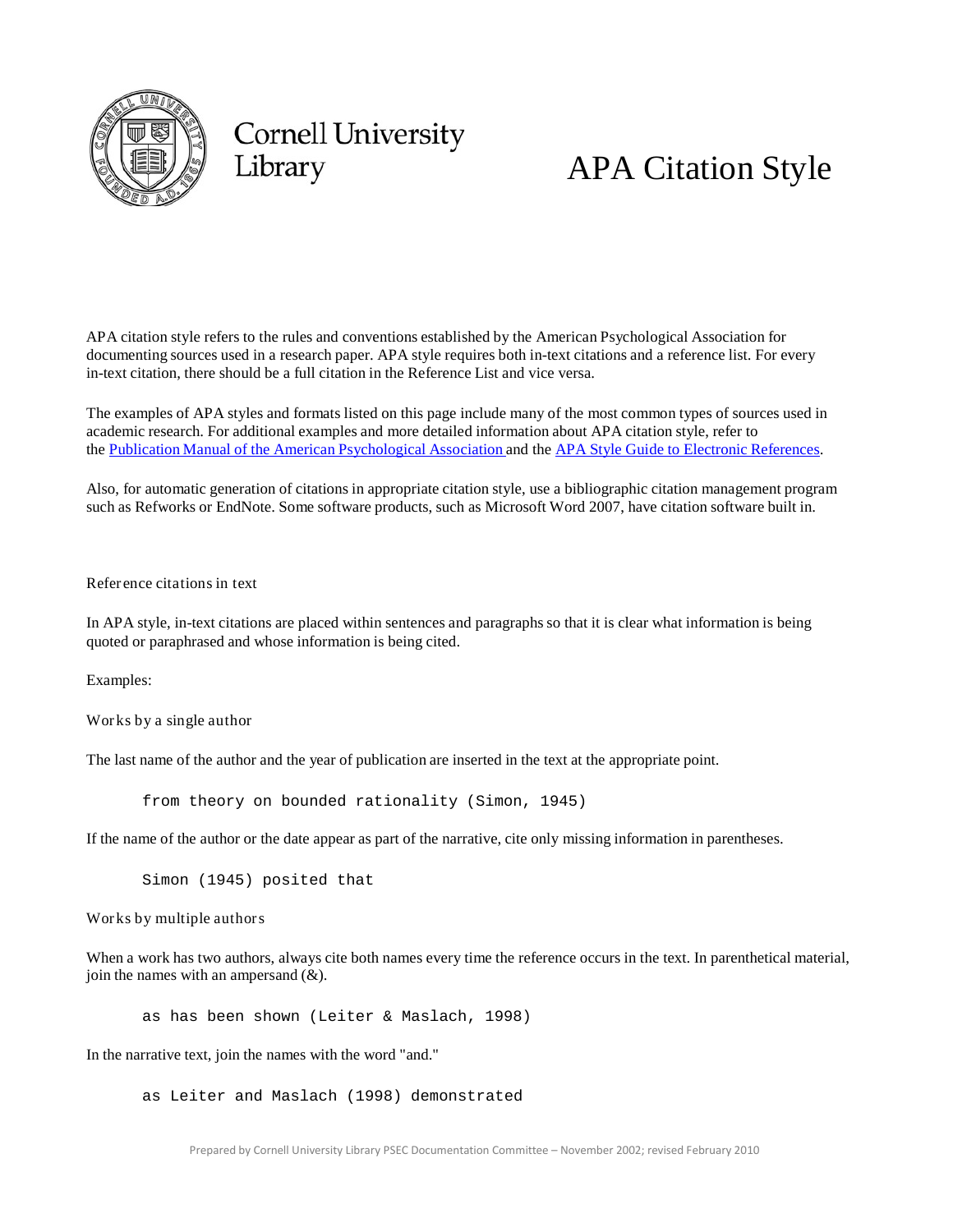Cornell University Library

# APA Citation Style

APA citation style refers to the rules and conventions established by the American Psychological Association for documenting sources used in a research paper. APA style requires both in-text citations and a reference list. For every in-text citation, there should be a full citation in the Reference List and vice versa.

The examples of APA styles and formats listed on this page include many of the most common types of sources used in academic research. For additional examples and more detailed information about APA citation style, refer to the Publication Manual of the American Psychological Association and the APA Style Guide to Electronic References.

Also, for automatic generation of citations in appropriate citation style, use a bibliographic citation management program such as Refworks or EndNote. Some software products, such as Microsoft Word 2007, have citation software built in.

## Reference citations in text

In APA style, in-text citations are placed within sentences and paragraphs so that it is clear what information is being quoted or paraphrased and whose information is being cited.

Examples:

### Works by a single author

The last name of the author and the year of publication are inserted in the text at the appropriate point.

```
from theory on bounded rationality (Simon, 1945)
```

If the name of the author or the date appear as part of the narrative, cite only missing information in parentheses.

```
Simon (1945) posited that
```

### Works by multiple authors

When a work has two authors, always cite both names every time the reference occurs in the text. In parenthetical material, join the names with an ampersand (&).

```
as has been shown (Leiter & Maslach, 1998)
```

In the narrative text, join the names with the word "and."

```
as Leiter and Maslach (1998) demonstrated
```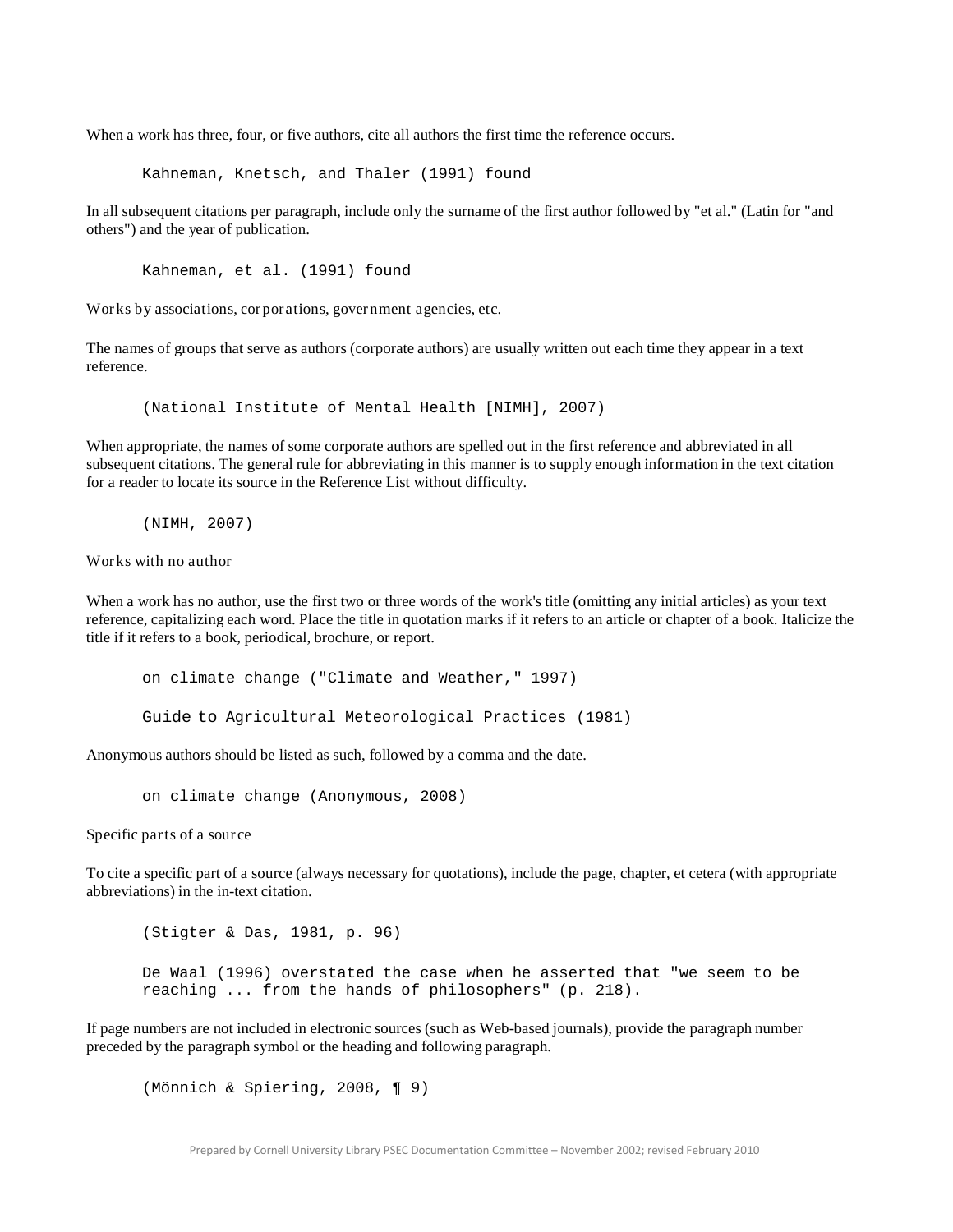When a work has three, four, or five authors, cite all authors the first time the reference occurs.

```
Kahneman, Knetsch, and Thaler (1991) found
```

In all subsequent citations per paragraph, include only the surname of the first author followed by "et al." (Latin for "and others") and the year of publication.

```
Kahneman, et al. (1991) found
```

### Works by associations, corporations, government agencies, etc.

The names of groups that serve as authors (corporate authors) are usually written out each time they appear in a text reference.

```
(National Institute of Mental Health [NIMH], 2007)
```

When appropriate, the names of some corporate authors are spelled out in the first reference and abbreviated in all subsequent citations. The general rule for abbreviating in this manner is to supply enough information in the text citation for a reader to locate its source in the Reference List without difficulty.

```
(NIMH, 2007)
```

### Works with no author

When a work has no author, use the first two or three words of the work's title (omitting any initial articles) as your text reference, capitalizing each word. Place the title in quotation marks if it refers to an article or chapter of a book. Italicize the title if it refers to a book, periodical, brochure, or report.

```
on climate change ("Climate and Weather," 1997)

Guide to Agricultural Meteorological Practices (1981)
```

Anonymous authors should be listed as such, followed by a comma and the date.

```
on climate change (Anonymous, 2008)
```

### Specific parts of a source

To cite a specific part of a source (always necessary for quotations), include the page, chapter, et cetera (with appropriate abbreviations) in the in-text citation.

```
(Stigter & Das, 1981, p. 96)

De Waal (1996) overstated the case when he asserted that "we seem to be
reaching ... from the hands of philosophers" (p. 218).
```

If page numbers are not included in electronic sources (such as Web-based journals), provide the paragraph number preceded by the paragraph symbol or the heading and following paragraph.

```
(Mönnich & Spiering, 2008, ¶ 9)
```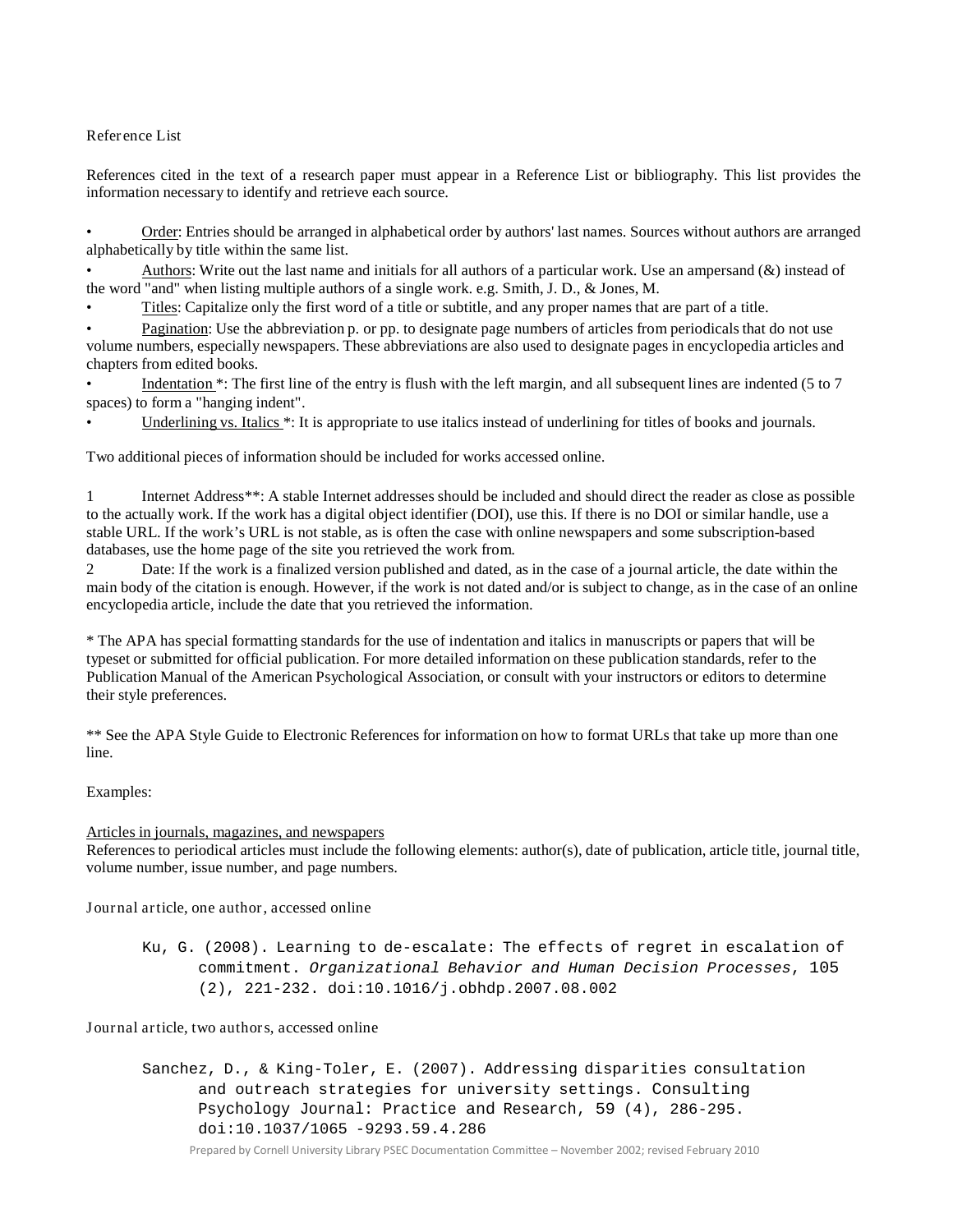## Reference List

References cited in the text of a research paper must appear in a Reference List or bibliography. This list provides the information necessary to identify and retrieve each source.

- Order: Entries should be arranged in alphabetical order by authors' last names. Sources without authors are arranged alphabetically by title within the same list.
- Authors: Write out the last name and initials for all authors of a particular work. Use an ampersand (&) instead of the word "and" when listing multiple authors of a single work. e.g. Smith, J. D., & Jones, M.
- Titles: Capitalize only the first word of a title or subtitle, and any proper names that are part of a title.
- Pagination: Use the abbreviation p. or pp. to designate page numbers of articles from periodicals that do not use volume numbers, especially newspapers. These abbreviations are also used to designate pages in encyclopedia articles and chapters from edited books.
- Indentation *: The first line of the entry is flush with the left margin, and all subsequent lines are indented (5 to 7 spaces) to form a "hanging indent".
- Underlining vs. Italics *: It is appropriate to use italics instead of underlining for titles of books and journals.

Two additional pieces of information should be included for works accessed online.

1. Internet Address**: A stable Internet addresses should be included and should direct the reader as close as possible to the actually work. If the work has a digital object identifier (DOI), use this. If there is no DOI or similar handle, use a stable URL. If the work's URL is not stable, as is often the case with online newspapers and some subscription-based databases, use the home page of the site you retrieved the work from.
2. Date: If the work is a finalized version published and dated, as in the case of a journal article, the date within the main body of the citation is enough. However, if the work is not dated and/or is subject to change, as in the case of an online encyclopedia article, include the date that you retrieved the information.

* The APA has special formatting standards for the use of indentation and italics in manuscripts or papers that will be typeset or submitted for official publication. For more detailed information on these publication standards, refer to the Publication Manual of the American Psychological Association, or consult with your instructors or editors to determine their style preferences.

** See the APA Style Guide to Electronic References for information on how to format URLs that take up more than one line.

Examples:

### Articles in journals, magazines, and newspapers

References to periodical articles must include the following elements: author(s), date of publication, article title, journal title, volume number, issue number, and page numbers.

Journal article, one author, accessed online

> Ku, G. (2008). Learning to de-escalate: The effects of regret in escalation of commitment. *Organizational Behavior and Human Decision Processes*, 105 (2), 221-232. doi:10.1016/j.obhdp.2007.08.002

Journal article, two authors, accessed online

> Sanchez, D., & King-Toler, E. (2007). Addressing disparities consultation and outreach strategies for university settings. Consulting Psychology Journal: Practice and Research, 59 (4), 286-295. doi:10.1037/1065 -9293.59.4.286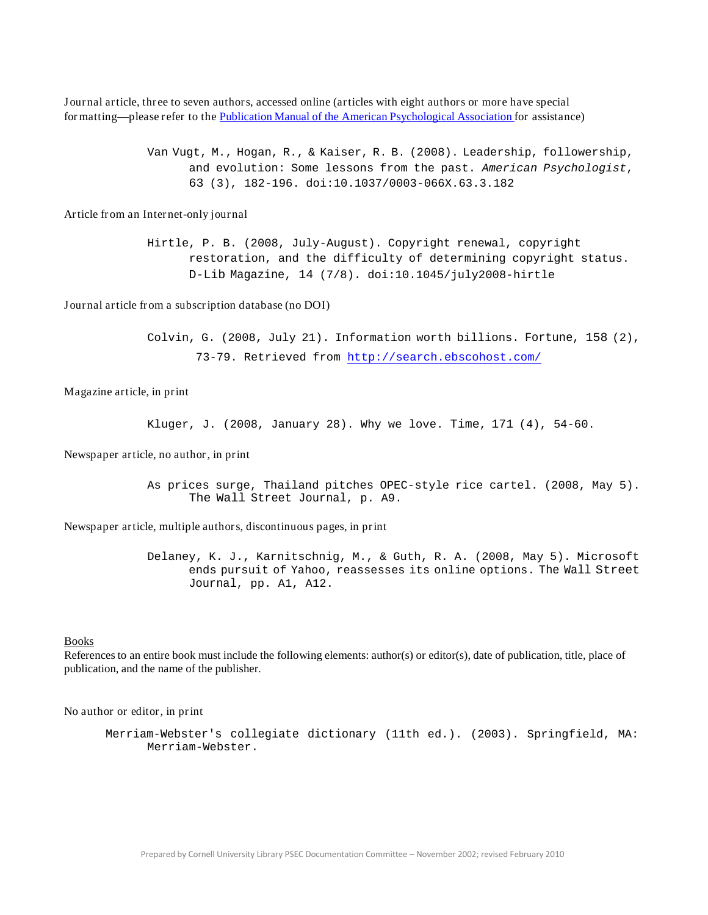Journal article, three to seven authors, accessed online (articles with eight authors or more have special formatting—please refer to the [Publication Manual of the American Psychological Association](#) for assistance)

> Van Vugt, M., Hogan, R., & Kaiser, R. B. (2008). Leadership, followership, and evolution: Some lessons from the past. *American Psychologist*, 63 (3), 182-196. doi:10.1037/0003-066X.63.3.182

Article from an Internet-only journal

> Hirtle, P. B. (2008, July-August). Copyright renewal, copyright restoration, and the difficulty of determining copyright status. D-Lib Magazine, 14 (7/8). doi:10.1045/july2008-hirtle

Journal article from a subscription database (no DOI)

> Colvin, G. (2008, July 21). Information worth billions. Fortune, 158 (2), 73-79. Retrieved from http://search.ebscohost.com/

Magazine article, in print

> Kluger, J. (2008, January 28). Why we love. Time, 171 (4), 54-60.

Newspaper article, no author, in print

> As prices surge, Thailand pitches OPEC-style rice cartel. (2008, May 5). The Wall Street Journal, p. A9.

Newspaper article, multiple authors, discontinuous pages, in print

> Delaney, K. J., Karnitschnig, M., & Guth, R. A. (2008, May 5). Microsoft ends pursuit of Yahoo, reassesses its online options. The Wall Street Journal, pp. A1, A12.

## Books

References to an entire book must include the following elements: author(s) or editor(s), date of publication, title, place of publication, and the name of the publisher.

No author or editor, in print

> Merriam-Webster's collegiate dictionary (11th ed.). (2003). Springfield, MA: Merriam-Webster.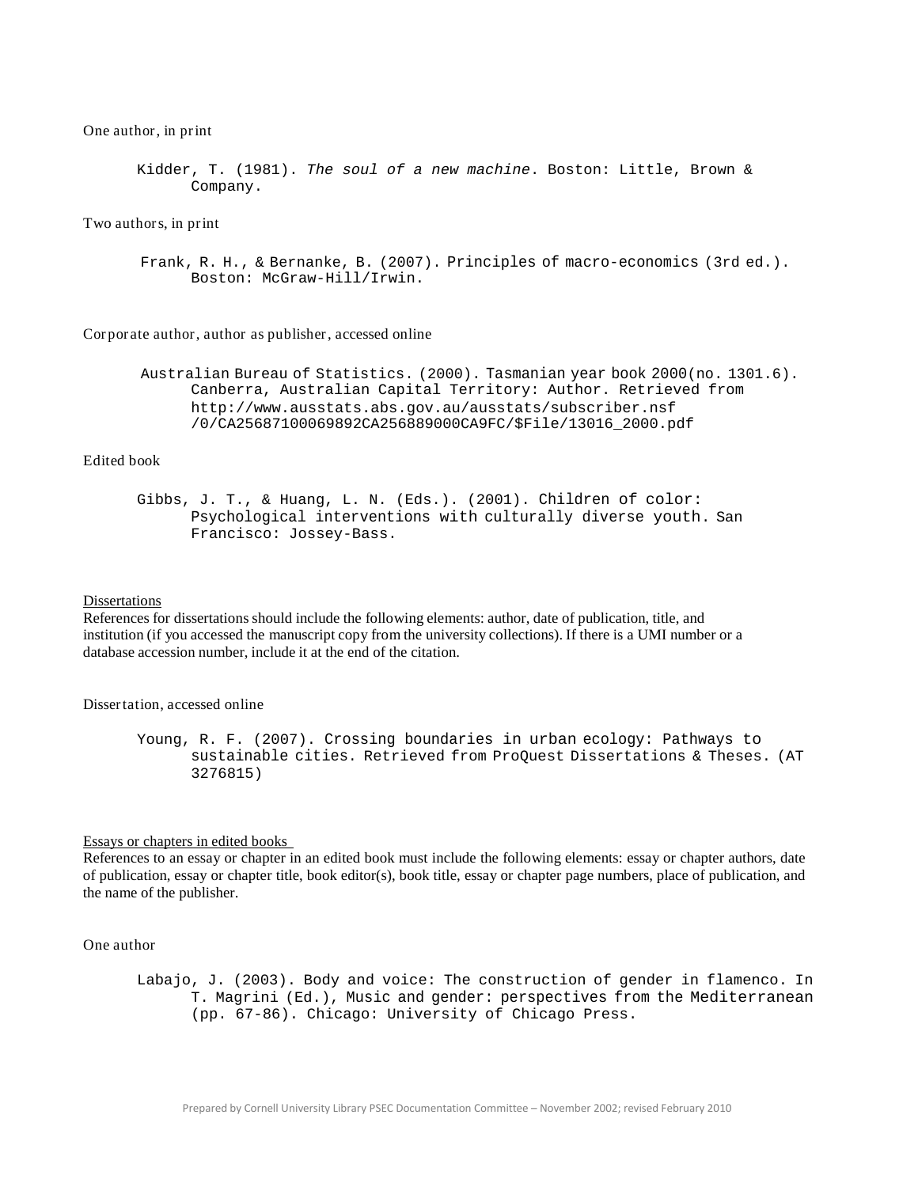One author, in print

Kidder, T. (1981). *The soul of a new machine*. Boston: Little, Brown & Company.

Two authors, in print

Frank, R. H., & Bernanke, B. (2007). Principles of macro-economics (3rd ed.). Boston: McGraw-Hill/Irwin.

Corporate author, author as publisher, accessed online

Australian Bureau of Statistics. (2000). Tasmanian year book 2000(no. 1301.6). Canberra, Australian Capital Territory: Author. Retrieved from http://www.ausstats.abs.gov.au/ausstats/subscriber.nsf /0/CA25687100069892CA256889000CA9FC/$File/13016_2000.pdf

Edited book

Gibbs, J. T., & Huang, L. N. (Eds.). (2001). Children of color: Psychological interventions with culturally diverse youth. San Francisco: Jossey-Bass.

<u>Dissertations</u>

References for dissertations should include the following elements: author, date of publication, title, and institution (if you accessed the manuscript copy from the university collections). If there is a UMI number or a database accession number, include it at the end of the citation.

Dissertation, accessed online

Young, R. F. (2007). Crossing boundaries in urban ecology: Pathways to sustainable cities. Retrieved from ProQuest Dissertations & Theses. (AT 3276815)

<u>Essays or chapters in edited books</u>

References to an essay or chapter in an edited book must include the following elements: essay or chapter authors, date of publication, essay or chapter title, book editor(s), book title, essay or chapter page numbers, place of publication, and the name of the publisher.

One author

Labajo, J. (2003). Body and voice: The construction of gender in flamenco. In T. Magrini (Ed.), Music and gender: perspectives from the Mediterranean (pp. 67-86). Chicago: University of Chicago Press.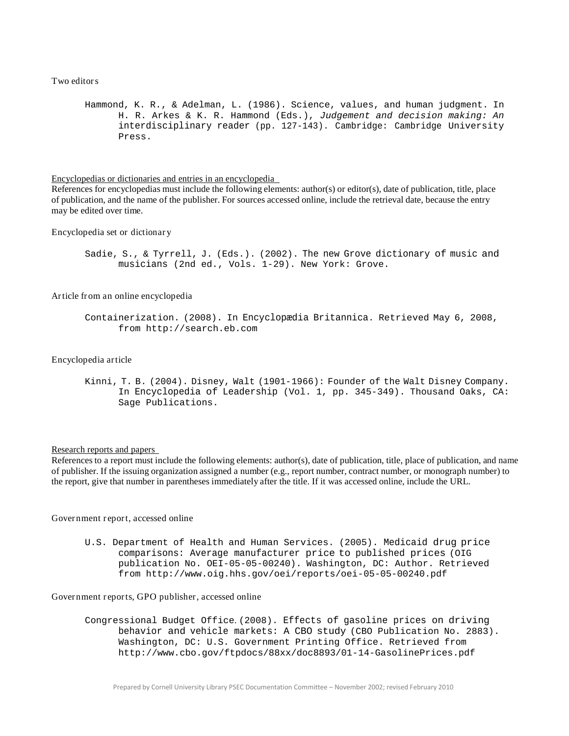Two editors

> Hammond, K. R., & Adelman, L. (1986). Science, values, and human judgment. In H. R. Arkes & K. R. Hammond (Eds.), *Judgement and decision making: An* interdisciplinary reader (pp. 127-143). Cambridge: Cambridge University Press.

<u>Encyclopedias or dictionaries and entries in an encyclopedia</u>

References for encyclopedias must include the following elements: author(s) or editor(s), date of publication, title, place of publication, and the name of the publisher. For sources accessed online, include the retrieval date, because the entry may be edited over time.

Encyclopedia set or dictionary

> Sadie, S., & Tyrrell, J. (Eds.). (2002). The new Grove dictionary of music and musicians (2nd ed., Vols. 1-29). New York: Grove.

Article from an online encyclopedia

> Containerization. (2008). In Encyclopædia Britannica. Retrieved May 6, 2008, from http://search.eb.com

Encyclopedia article

> Kinni, T. B. (2004). Disney, Walt (1901-1966): Founder of the Walt Disney Company. In Encyclopedia of Leadership (Vol. 1, pp. 345-349). Thousand Oaks, CA: Sage Publications.

<u>Research reports and papers</u>

References to a report must include the following elements: author(s), date of publication, title, place of publication, and name of publisher. If the issuing organization assigned a number (e.g., report number, contract number, or monograph number) to the report, give that number in parentheses immediately after the title. If it was accessed online, include the URL.

Government report, accessed online

> U.S. Department of Health and Human Services. (2005). Medicaid drug price comparisons: Average manufacturer price to published prices (OIG publication No. OEI-05-05-00240). Washington, DC: Author. Retrieved from http://www.oig.hhs.gov/oei/reports/oei-05-05-00240.pdf

Government reports, GPO publisher, accessed online

> Congressional Budget Office. (2008). Effects of gasoline prices on driving behavior and vehicle markets: A CBO study (CBO Publication No. 2883). Washington, DC: U.S. Government Printing Office. Retrieved from http://www.cbo.gov/ftpdocs/88xx/doc8893/01-14-GasolinePrices.pdf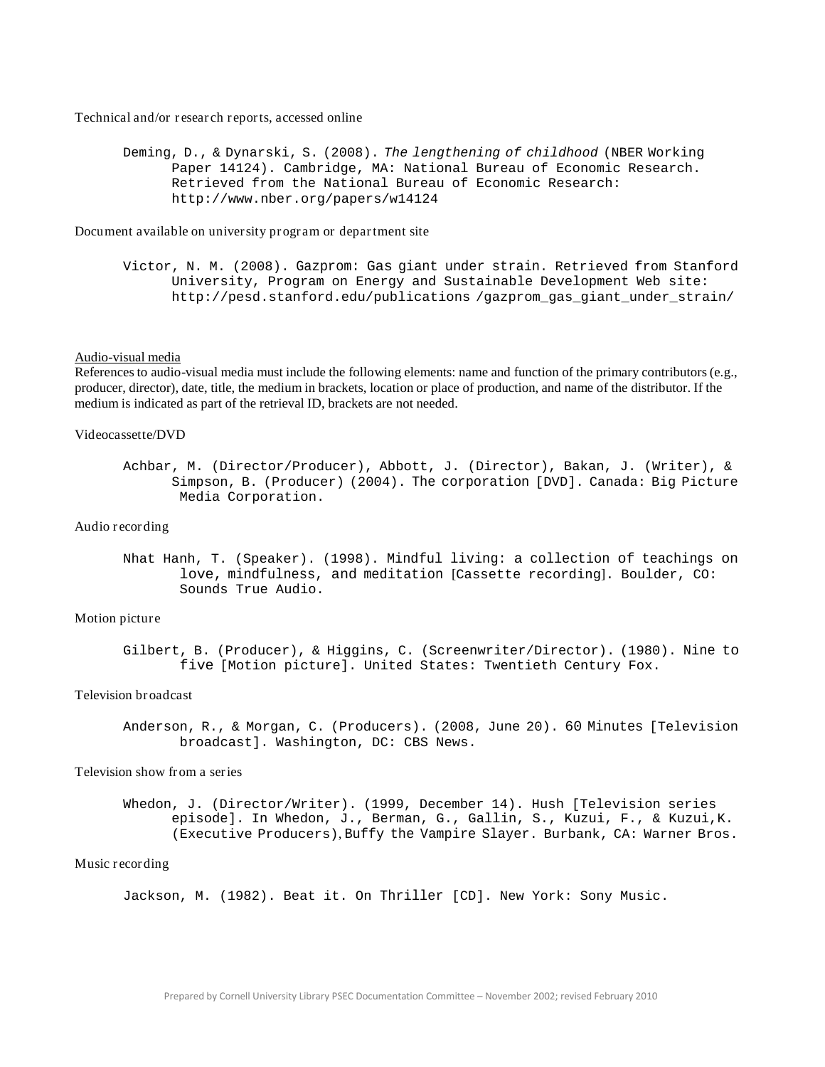Technical and/or research reports, accessed online

> Deming, D., & Dynarski, S. (2008). *The lengthening of childhood* (NBER Working Paper 14124). Cambridge, MA: National Bureau of Economic Research. Retrieved from the National Bureau of Economic Research: http://www.nber.org/papers/w14124

Document available on university program or department site

> Victor, N. M. (2008). Gazprom: Gas giant under strain. Retrieved from Stanford University, Program on Energy and Sustainable Development Web site: http://pesd.stanford.edu/publications /gazprom_gas_giant_under_strain/

<u>Audio-visual media</u>

References to audio-visual media must include the following elements: name and function of the primary contributors (e.g., producer, director), date, title, the medium in brackets, location or place of production, and name of the distributor. If the medium is indicated as part of the retrieval ID, brackets are not needed.

Videocassette/DVD

> Achbar, M. (Director/Producer), Abbott, J. (Director), Bakan, J. (Writer), & Simpson, B. (Producer) (2004). The corporation [DVD]. Canada: Big Picture Media Corporation.

Audio recording

> Nhat Hanh, T. (Speaker). (1998). Mindful living: a collection of teachings on love, mindfulness, and meditation [Cassette recording]. Boulder, CO: Sounds True Audio.

Motion picture

> Gilbert, B. (Producer), & Higgins, C. (Screenwriter/Director). (1980). Nine to five [Motion picture]. United States: Twentieth Century Fox.

Television broadcast

> Anderson, R., & Morgan, C. (Producers). (2008, June 20). 60 Minutes [Television broadcast]. Washington, DC: CBS News.

Television show from a series

> Whedon, J. (Director/Writer). (1999, December 14). Hush [Television series episode]. In Whedon, J., Berman, G., Gallin, S., Kuzui, F., & Kuzui,K. (Executive Producers), Buffy the Vampire Slayer. Burbank, CA: Warner Bros.

Music recording

> Jackson, M. (1982). Beat it. On Thriller [CD]. New York: Sony Music.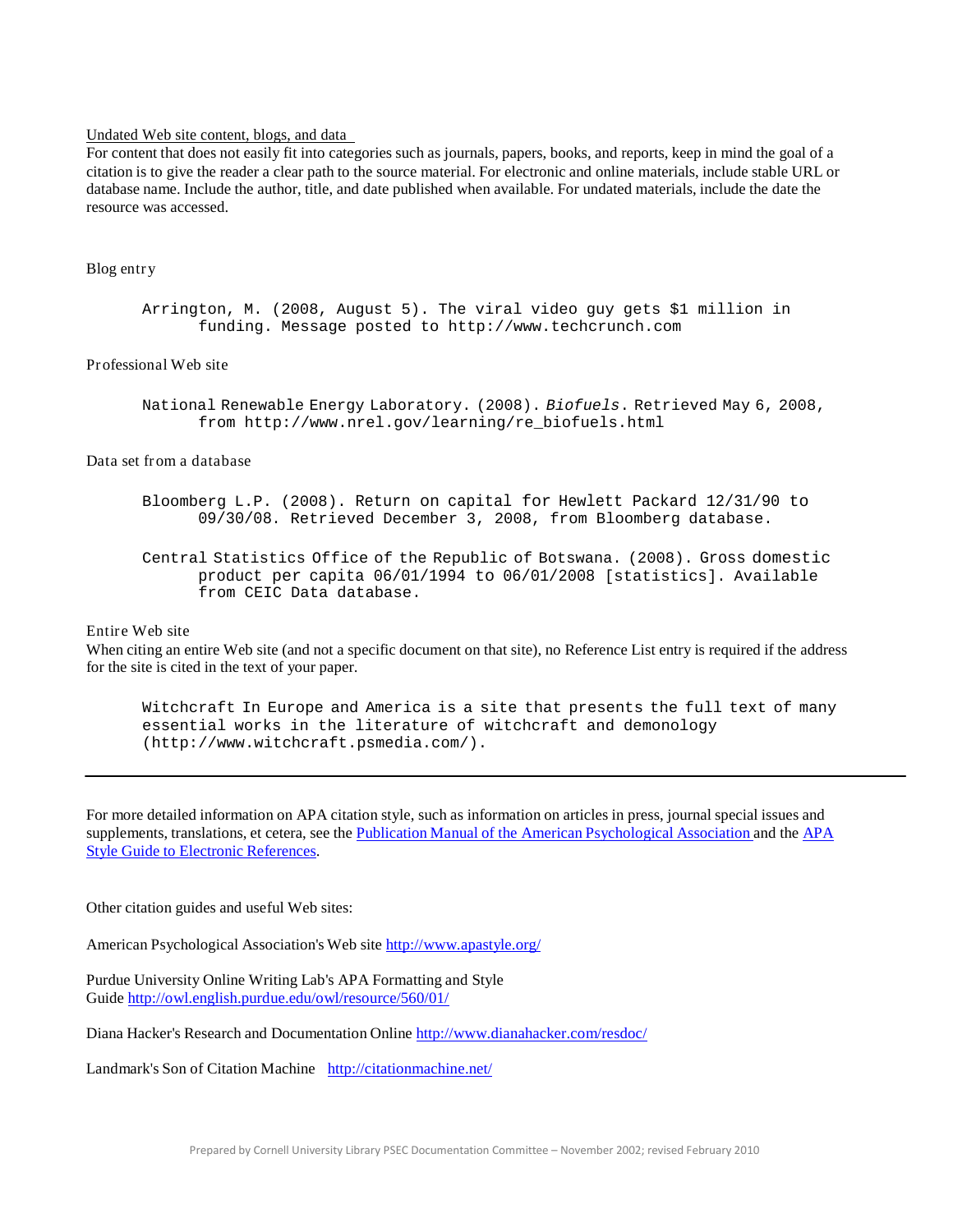Undated Web site content, blogs, and data

For content that does not easily fit into categories such as journals, papers, books, and reports, keep in mind the goal of a citation is to give the reader a clear path to the source material. For electronic and online materials, include stable URL or database name. Include the author, title, and date published when available. For undated materials, include the date the resource was accessed.

Blog entry

> Arrington, M. (2008, August 5). The viral video guy gets $1 million in funding. Message posted to http://www.techcrunch.com

Professional Web site

> National Renewable Energy Laboratory. (2008). *Biofuels*. Retrieved May 6, 2008, from http://www.nrel.gov/learning/re_biofuels.html

Data set from a database

> Bloomberg L.P. (2008). Return on capital for Hewlett Packard 12/31/90 to 09/30/08. Retrieved December 3, 2008, from Bloomberg database.

> Central Statistics Office of the Republic of Botswana. (2008). Gross domestic product per capita 06/01/1994 to 06/01/2008 [statistics]. Available from CEIC Data database.

Entire Web site

When citing an entire Web site (and not a specific document on that site), no Reference List entry is required if the address for the site is cited in the text of your paper.

> Witchcraft In Europe and America is a site that presents the full text of many essential works in the literature of witchcraft and demonology (http://www.witchcraft.psmedia.com/).

---

For more detailed information on APA citation style, such as information on articles in press, journal special issues and supplements, translations, et cetera, see the [Publication Manual of the American Psychological Association](#) and the [APA Style Guide to Electronic References](#).

Other citation guides and useful Web sites:

American Psychological Association's Web site http://www.apastyle.org/

Purdue University Online Writing Lab's APA Formatting and Style Guide http://owl.english.purdue.edu/owl/resource/560/01/

Diana Hacker's Research and Documentation Online http://www.dianahacker.com/resdoc/

Landmark's Son of Citation Machine http://citationmachine.net/

Prepared by Cornell University Library PSEC Documentation Committee – November 2002; revised February 2010